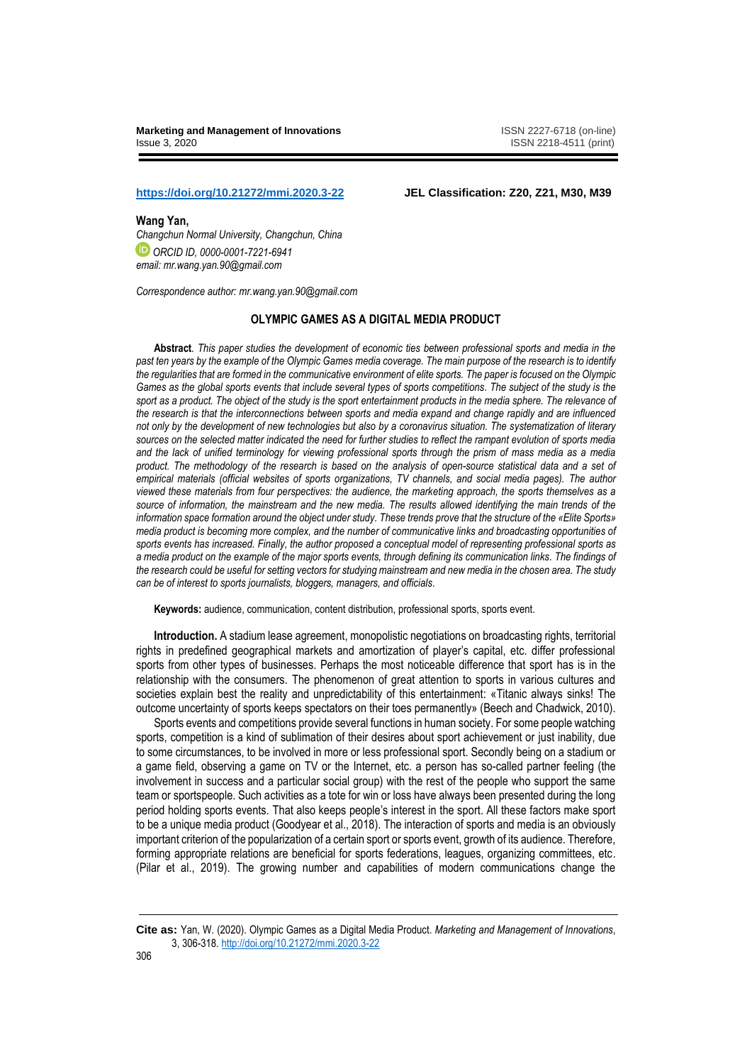https://doi.org/10.21272/mmi.2020.3-22

**JEL Classification: Z20, Z21, M30, M39**

**Wang Yan,**
*Changchun Normal University, Changchun, China*
*ORCID ID, 0000-0001-7221-6941*
*email: mr.wang.yan.90@gmail.com*

*Correspondence author: mr.wang.yan.90@gmail.com*

# OLYMPIC GAMES AS A DIGITAL MEDIA PRODUCT

**Abstract**. *This paper studies the development of economic ties between professional sports and media in the past ten years by the example of the Olympic Games media coverage. The main purpose of the research is to identify the regularities that are formed in the communicative environment of elite sports. The paper is focused on the Olympic Games as the global sports events that include several types of sports competitions. The subject of the study is the sport as a product. The object of the study is the sport entertainment products in the media sphere. The relevance of the research is that the interconnections between sports and media expand and change rapidly and are influenced not only by the development of new technologies but also by a coronavirus situation. The systematization of literary sources on the selected matter indicated the need for further studies to reflect the rampant evolution of sports media and the lack of unified terminology for viewing professional sports through the prism of mass media as a media product. The methodology of the research is based on the analysis of open-source statistical data and a set of empirical materials (official websites of sports organizations, TV channels, and social media pages). The author viewed these materials from four perspectives: the audience, the marketing approach, the sports themselves as a source of information, the mainstream and the new media. The results allowed identifying the main trends of the information space formation around the object under study. These trends prove that the structure of the «Elite Sports» media product is becoming more complex, and the number of communicative links and broadcasting opportunities of sports events has increased. Finally, the author proposed a conceptual model of representing professional sports as a media product on the example of the major sports events, through defining its communication links. The findings of the research could be useful for setting vectors for studying mainstream and new media in the chosen area. The study can be of interest to sports journalists, bloggers, managers, and officials.*

**Keywords:** audience, communication, content distribution, professional sports, sports event.

**Introduction.** A stadium lease agreement, monopolistic negotiations on broadcasting rights, territorial rights in predefined geographical markets and amortization of player's capital, etc. differ professional sports from other types of businesses. Perhaps the most noticeable difference that sport has is in the relationship with the consumers. The phenomenon of great attention to sports in various cultures and societies explain best the reality and unpredictability of this entertainment: «Titanic always sinks! The outcome uncertainty of sports keeps spectators on their toes permanently» (Beech and Chadwick, 2010).

Sports events and competitions provide several functions in human society. For some people watching sports, competition is a kind of sublimation of their desires about sport achievement or just inability, due to some circumstances, to be involved in more or less professional sport. Secondly being on a stadium or a game field, observing a game on TV or the Internet, etc. a person has so-called partner feeling (the involvement in success and a particular social group) with the rest of the people who support the same team or sportspeople. Such activities as a tote for win or loss have always been presented during the long period holding sports events. That also keeps people's interest in the sport. All these factors make sport to be a unique media product (Goodyear et al., 2018). The interaction of sports and media is an obviously important criterion of the popularization of a certain sport or sports event, growth of its audience. Therefore, forming appropriate relations are beneficial for sports federations, leagues, organizing committees, etc. (Pilar et al., 2019). The growing number and capabilities of modern communications change the

**Cite as:** Yan, W. (2020). Olympic Games as a Digital Media Product. *Marketing and Management of Innovations*, 3, 306-318. http://doi.org/10.21272/mmi.2020.3-22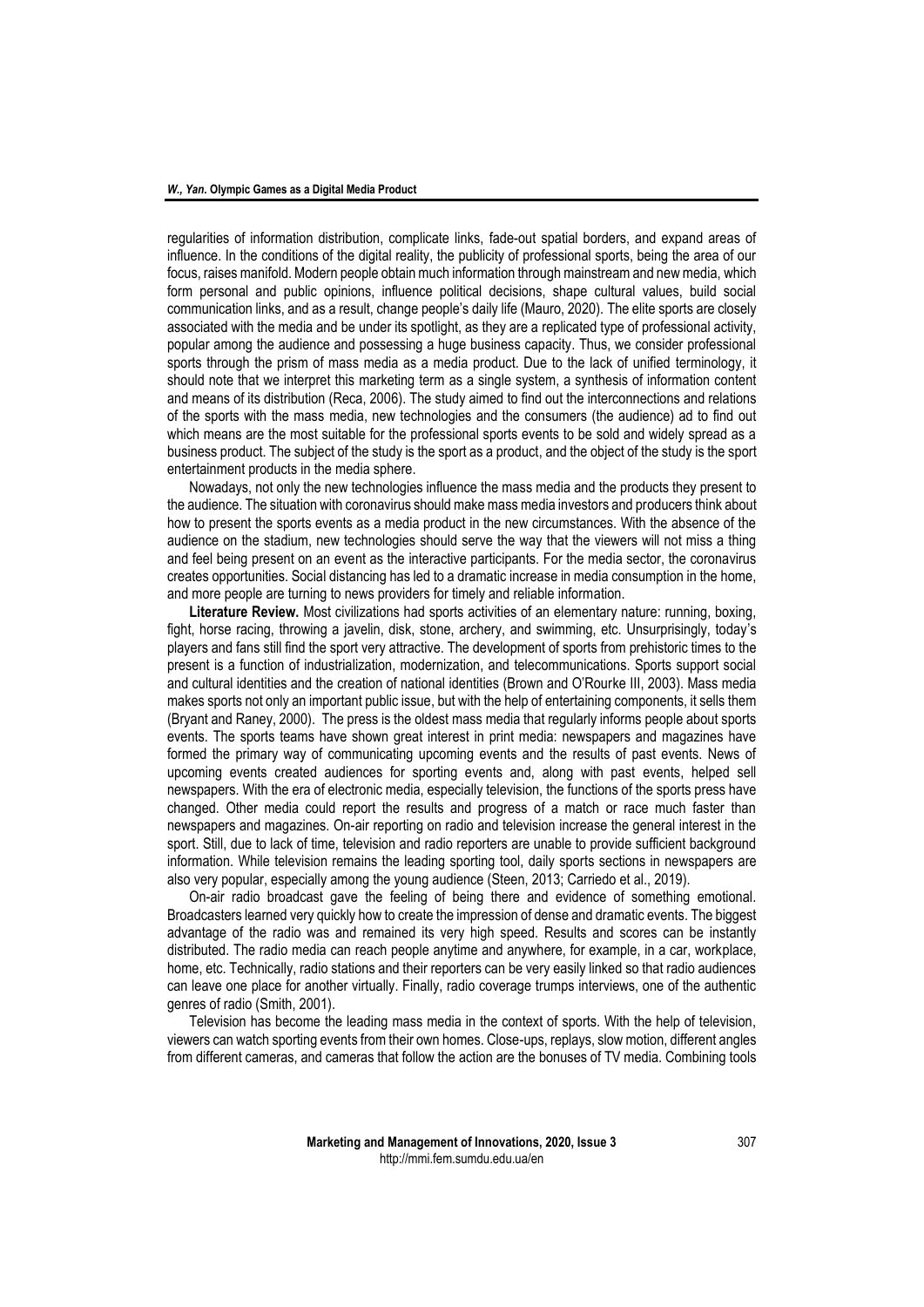regularities of information distribution, complicate links, fade-out spatial borders, and expand areas of influence. In the conditions of the digital reality, the publicity of professional sports, being the area of our focus, raises manifold. Modern people obtain much information through mainstream and new media, which form personal and public opinions, influence political decisions, shape cultural values, build social communication links, and as a result, change people's daily life (Mauro, 2020). The elite sports are closely associated with the media and be under its spotlight, as they are a replicated type of professional activity, popular among the audience and possessing a huge business capacity. Thus, we consider professional sports through the prism of mass media as a media product. Due to the lack of unified terminology, it should note that we interpret this marketing term as a single system, a synthesis of information content and means of its distribution (Reca, 2006). The study aimed to find out the interconnections and relations of the sports with the mass media, new technologies and the consumers (the audience) ad to find out which means are the most suitable for the professional sports events to be sold and widely spread as a business product. The subject of the study is the sport as a product, and the object of the study is the sport entertainment products in the media sphere.

Nowadays, not only the new technologies influence the mass media and the products they present to the audience. The situation with coronavirus should make mass media investors and producers think about how to present the sports events as a media product in the new circumstances. With the absence of the audience on the stadium, new technologies should serve the way that the viewers will not miss a thing and feel being present on an event as the interactive participants. For the media sector, the coronavirus creates opportunities. Social distancing has led to a dramatic increase in media consumption in the home, and more people are turning to news providers for timely and reliable information.

**Literature Review.** Most civilizations had sports activities of an elementary nature: running, boxing, fight, horse racing, throwing a javelin, disk, stone, archery, and swimming, etc. Unsurprisingly, today's players and fans still find the sport very attractive. The development of sports from prehistoric times to the present is a function of industrialization, modernization, and telecommunications. Sports support social and cultural identities and the creation of national identities (Brown and O'Rourke III, 2003). Mass media makes sports not only an important public issue, but with the help of entertaining components, it sells them (Bryant and Raney, 2000). The press is the oldest mass media that regularly informs people about sports events. The sports teams have shown great interest in print media: newspapers and magazines have formed the primary way of communicating upcoming events and the results of past events. News of upcoming events created audiences for sporting events and, along with past events, helped sell newspapers. With the era of electronic media, especially television, the functions of the sports press have changed. Other media could report the results and progress of a match or race much faster than newspapers and magazines. On-air reporting on radio and television increase the general interest in the sport. Still, due to lack of time, television and radio reporters are unable to provide sufficient background information. While television remains the leading sporting tool, daily sports sections in newspapers are also very popular, especially among the young audience (Steen, 2013; Carriedo et al., 2019).

On-air radio broadcast gave the feeling of being there and evidence of something emotional. Broadcasters learned very quickly how to create the impression of dense and dramatic events. The biggest advantage of the radio was and remained its very high speed. Results and scores can be instantly distributed. The radio media can reach people anytime and anywhere, for example, in a car, workplace, home, etc. Technically, radio stations and their reporters can be very easily linked so that radio audiences can leave one place for another virtually. Finally, radio coverage trumps interviews, one of the authentic genres of radio (Smith, 2001).

Television has become the leading mass media in the context of sports. With the help of television, viewers can watch sporting events from their own homes. Close-ups, replays, slow motion, different angles from different cameras, and cameras that follow the action are the bonuses of TV media. Combining tools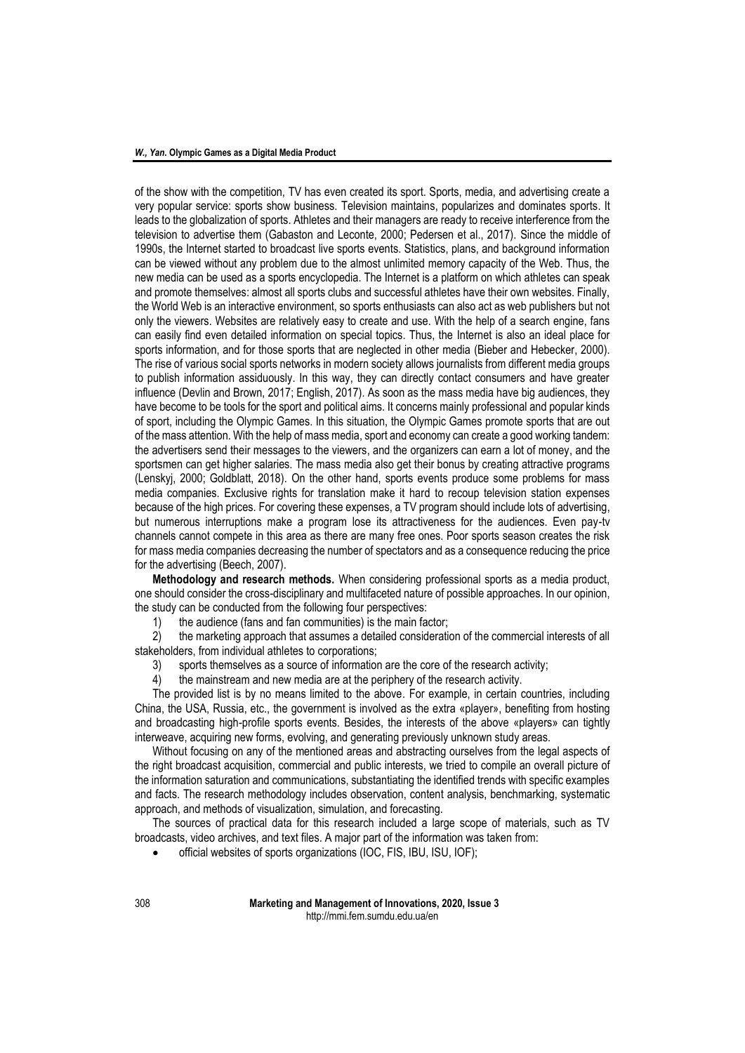of the show with the competition, TV has even created its sport. Sports, media, and advertising create a very popular service: sports show business. Television maintains, popularizes and dominates sports. It leads to the globalization of sports. Athletes and their managers are ready to receive interference from the television to advertise them (Gabaston and Leconte, 2000; Pedersen et al., 2017). Since the middle of 1990s, the Internet started to broadcast live sports events. Statistics, plans, and background information can be viewed without any problem due to the almost unlimited memory capacity of the Web. Thus, the new media can be used as a sports encyclopedia. The Internet is a platform on which athletes can speak and promote themselves: almost all sports clubs and successful athletes have their own websites. Finally, the World Web is an interactive environment, so sports enthusiasts can also act as web publishers but not only the viewers. Websites are relatively easy to create and use. With the help of a search engine, fans can easily find even detailed information on special topics. Thus, the Internet is also an ideal place for sports information, and for those sports that are neglected in other media (Bieber and Hebecker, 2000). The rise of various social sports networks in modern society allows journalists from different media groups to publish information assiduously. In this way, they can directly contact consumers and have greater influence (Devlin and Brown, 2017; English, 2017). As soon as the mass media have big audiences, they have become to be tools for the sport and political aims. It concerns mainly professional and popular kinds of sport, including the Olympic Games. In this situation, the Olympic Games promote sports that are out of the mass attention. With the help of mass media, sport and economy can create a good working tandem: the advertisers send their messages to the viewers, and the organizers can earn a lot of money, and the sportsmen can get higher salaries. The mass media also get their bonus by creating attractive programs (Lenskyj, 2000; Goldblatt, 2018). On the other hand, sports events produce some problems for mass media companies. Exclusive rights for translation make it hard to recoup television station expenses because of the high prices. For covering these expenses, a TV program should include lots of advertising, but numerous interruptions make a program lose its attractiveness for the audiences. Even pay-tv channels cannot compete in this area as there are many free ones. Poor sports season creates the risk for mass media companies decreasing the number of spectators and as a consequence reducing the price for the advertising (Beech, 2007).

**Methodology and research methods.** When considering professional sports as a media product, one should consider the cross-disciplinary and multifaceted nature of possible approaches. In our opinion, the study can be conducted from the following four perspectives:

1) the audience (fans and fan communities) is the main factor;
2) the marketing approach that assumes a detailed consideration of the commercial interests of all stakeholders, from individual athletes to corporations;
3) sports themselves as a source of information are the core of the research activity;
4) the mainstream and new media are at the periphery of the research activity.

The provided list is by no means limited to the above. For example, in certain countries, including China, the USA, Russia, etc., the government is involved as the extra «player», benefiting from hosting and broadcasting high-profile sports events. Besides, the interests of the above «players» can tightly interweave, acquiring new forms, evolving, and generating previously unknown study areas.

Without focusing on any of the mentioned areas and abstracting ourselves from the legal aspects of the right broadcast acquisition, commercial and public interests, we tried to compile an overall picture of the information saturation and communications, substantiating the identified trends with specific examples and facts. The research methodology includes observation, content analysis, benchmarking, systematic approach, and methods of visualization, simulation, and forecasting.

The sources of practical data for this research included a large scope of materials, such as TV broadcasts, video archives, and text files. A major part of the information was taken from:

- official websites of sports organizations (IOC, FIS, IBU, ISU, IOF);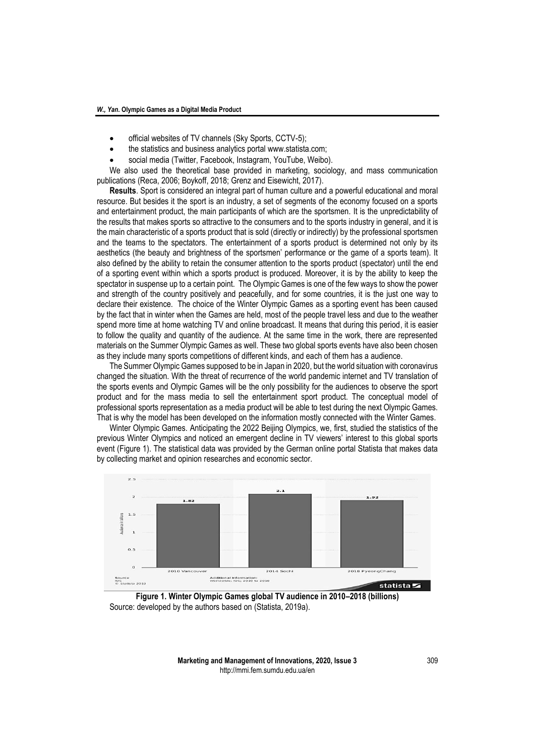- official websites of TV channels (Sky Sports, CCTV-5);
- the statistics and business analytics portal www.statista.com;
- social media (Twitter, Facebook, Instagram, YouTube, Weibo).

We also used the theoretical base provided in marketing, sociology, and mass communication publications (Reca, 2006; Boykoff, 2018; Grenz and Eisewicht, 2017).

**Results**. Sport is considered an integral part of human culture and a powerful educational and moral resource. But besides it the sport is an industry, a set of segments of the economy focused on a sports and entertainment product, the main participants of which are the sportsmen. It is the unpredictability of the results that makes sports so attractive to the consumers and to the sports industry in general, and it is the main characteristic of a sports product that is sold (directly or indirectly) by the professional sportsmen and the teams to the spectators. The entertainment of a sports product is determined not only by its aesthetics (the beauty and brightness of the sportsmen' performance or the game of a sports team). It also defined by the ability to retain the consumer attention to the sports product (spectator) until the end of a sporting event within which a sports product is produced. Moreover, it is by the ability to keep the spectator in suspense up to a certain point. The Olympic Games is one of the few ways to show the power and strength of the country positively and peacefully, and for some countries, it is the just one way to declare their existence. The choice of the Winter Olympic Games as a sporting event has been caused by the fact that in winter when the Games are held, most of the people travel less and due to the weather spend more time at home watching TV and online broadcast. It means that during this period, it is easier to follow the quality and quantity of the audience. At the same time in the work, there are represented materials on the Summer Olympic Games as well. These two global sports events have also been chosen as they include many sports competitions of different kinds, and each of them has a audience.

The Summer Olympic Games supposed to be in Japan in 2020, but the world situation with coronavirus changed the situation. With the threat of recurrence of the world pandemic internet and TV translation of the sports events and Olympic Games will be the only possibility for the audiences to observe the sport product and for the mass media to sell the entertainment sport product. The conceptual model of professional sports representation as a media product will be able to test during the next Olympic Games. That is why the model has been developed on the information mostly connected with the Winter Games.

Winter Olympic Games. Anticipating the 2022 Beijing Olympics, we, first, studied the statistics of the previous Winter Olympics and noticed an emergent decline in TV viewers' interest to this global sports event (Figure 1). The statistical data was provided by the German online portal Statista that makes data by collecting market and opinion researches and economic sector.

| Games | Audience in billions |
|---|---|
| 2010 Vancouver | 1.82 |
| 2014 Sochi | 2.1 |
| 2018 PyeongChang | 1.92 |

Source: IOC © Statista 2019. Additional Information: Worldwide; IOC; 2010 to 2018

**Figure 1. Winter Olympic Games global TV audience in 2010–2018 (billions)**

Source: developed by the authors based on (Statista, 2019a).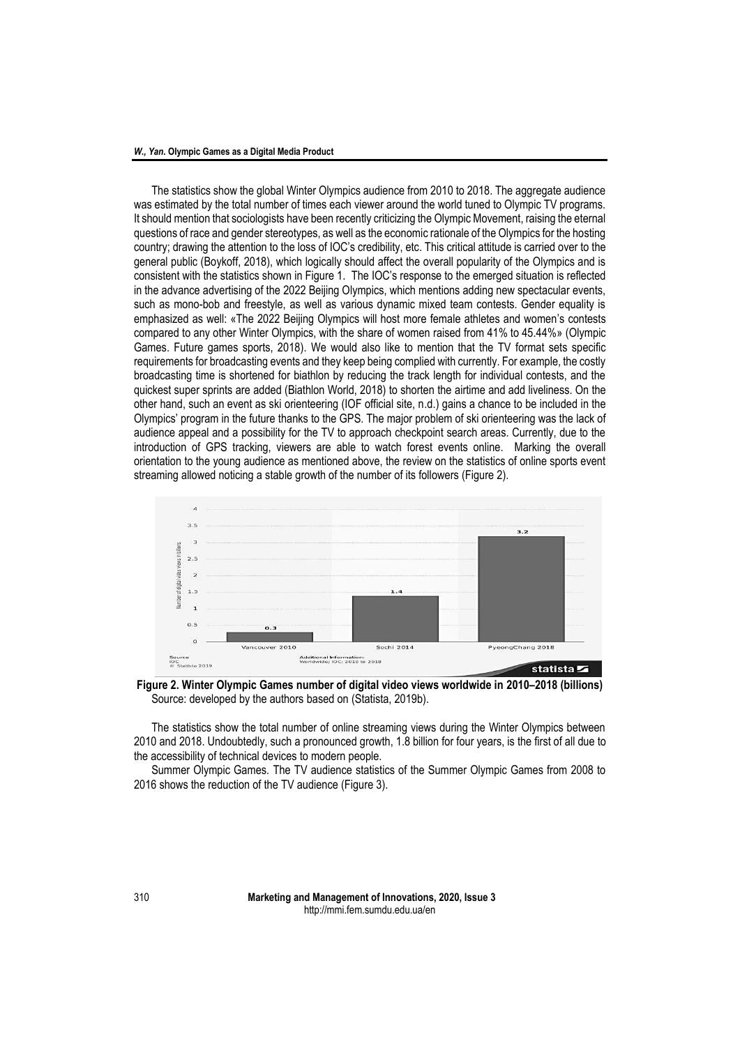The statistics show the global Winter Olympics audience from 2010 to 2018. The aggregate audience was estimated by the total number of times each viewer around the world tuned to Olympic TV programs. It should mention that sociologists have been recently criticizing the Olympic Movement, raising the eternal questions of race and gender stereotypes, as well as the economic rationale of the Olympics for the hosting country; drawing the attention to the loss of IOC's credibility, etc. This critical attitude is carried over to the general public (Boykoff, 2018), which logically should affect the overall popularity of the Olympics and is consistent with the statistics shown in Figure 1. The IOC's response to the emerged situation is reflected in the advance advertising of the 2022 Beijing Olympics, which mentions adding new spectacular events, such as mono-bob and freestyle, as well as various dynamic mixed team contests. Gender equality is emphasized as well: «The 2022 Beijing Olympics will host more female athletes and women's contests compared to any other Winter Olympics, with the share of women raised from 41% to 45.44%» (Olympic Games. Future games sports, 2018). We would also like to mention that the TV format sets specific requirements for broadcasting events and they keep being complied with currently. For example, the costly broadcasting time is shortened for biathlon by reducing the track length for individual contests, and the quickest super sprints are added (Biathlon World, 2018) to shorten the airtime and add liveliness. On the other hand, such an event as ski orienteering (IOF official site, n.d.) gains a chance to be included in the Olympics' program in the future thanks to the GPS. The major problem of ski orienteering was the lack of audience appeal and a possibility for the TV to approach checkpoint search areas. Currently, due to the introduction of GPS tracking, viewers are able to watch forest events online. Marking the overall orientation to the young audience as mentioned above, the review on the statistics of online sports event streaming allowed noticing a stable growth of the number of its followers (Figure 2).

**Figure 2. Winter Olympic Games number of digital video views worldwide in 2010–2018 (billions)**
Source: developed by the authors based on (Statista, 2019b).

The statistics show the total number of online streaming views during the Winter Olympics between 2010 and 2018. Undoubtedly, such a pronounced growth, 1.8 billion for four years, is the first of all due to the accessibility of technical devices to modern people.

Summer Olympic Games. The TV audience statistics of the Summer Olympic Games from 2008 to 2016 shows the reduction of the TV audience (Figure 3).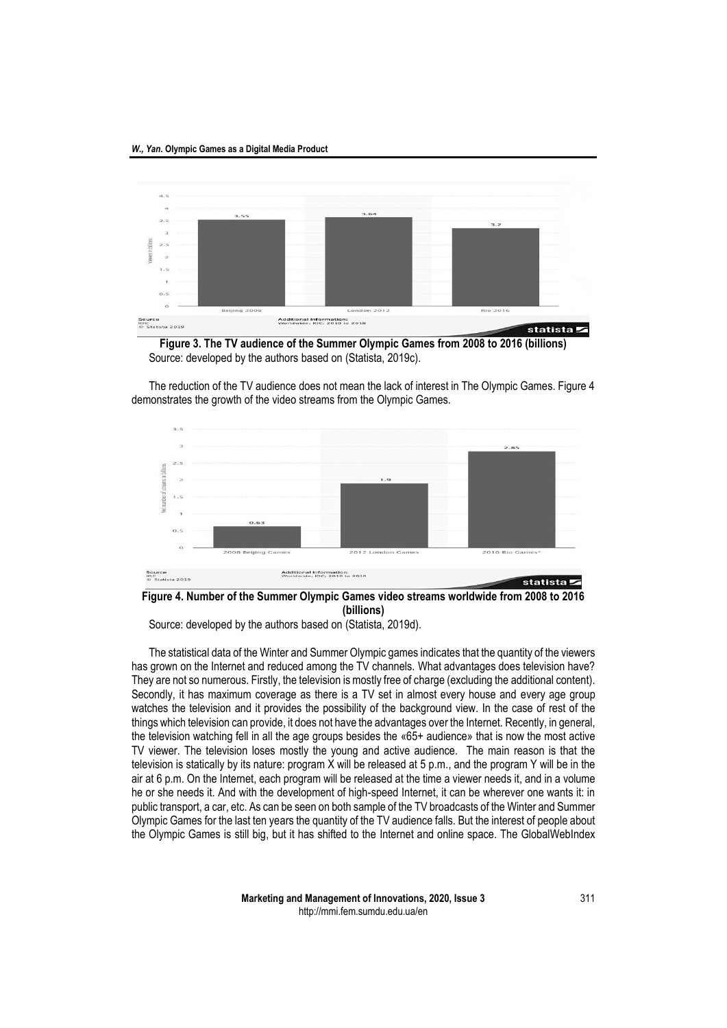**Figure 3. The TV audience of the Summer Olympic Games from 2008 to 2016 (billions)**

Source: developed by the authors based on (Statista, 2019c).

The reduction of the TV audience does not mean the lack of interest in The Olympic Games. Figure 4 demonstrates the growth of the video streams from the Olympic Games.

**Figure 4. Number of the Summer Olympic Games video streams worldwide from 2008 to 2016 (billions)**

Source: developed by the authors based on (Statista, 2019d).

The statistical data of the Winter and Summer Olympic games indicates that the quantity of the viewers has grown on the Internet and reduced among the TV channels. What advantages does television have? They are not so numerous. Firstly, the television is mostly free of charge (excluding the additional content). Secondly, it has maximum coverage as there is a TV set in almost every house and every age group watches the television and it provides the possibility of the background view. In the case of rest of the things which television can provide, it does not have the advantages over the Internet. Recently, in general, the television watching fell in all the age groups besides the «65+ audience» that is now the most active TV viewer. The television loses mostly the young and active audience. The main reason is that the television is statically by its nature: program X will be released at 5 p.m., and the program Y will be in the air at 6 p.m. On the Internet, each program will be released at the time a viewer needs it, and in a volume he or she needs it. And with the development of high-speed Internet, it can be wherever one wants it: in public transport, a car, etc. As can be seen on both sample of the TV broadcasts of the Winter and Summer Olympic Games for the last ten years the quantity of the TV audience falls. But the interest of people about the Olympic Games is still big, but it has shifted to the Internet and online space. The GlobalWebIndex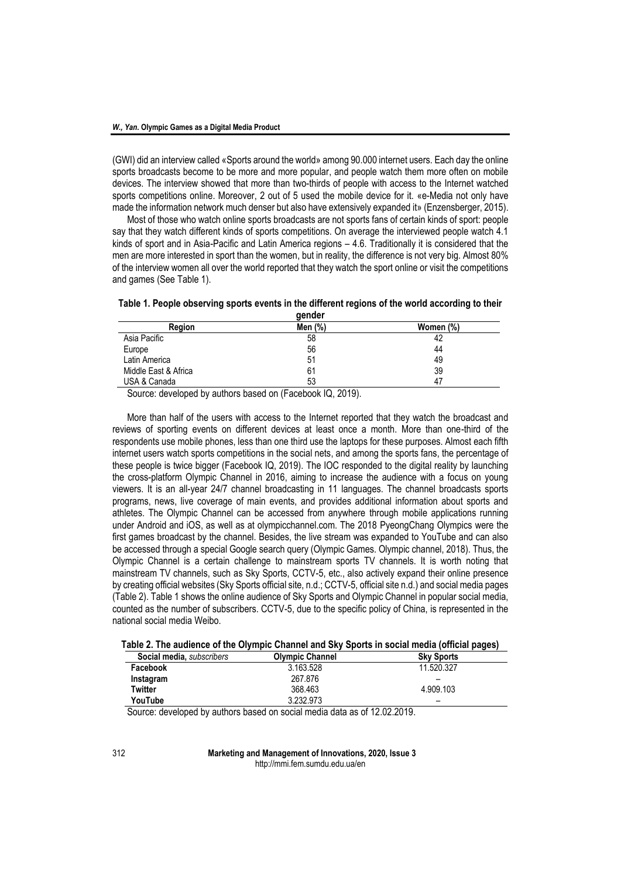(GWI) did an interview called «Sports around the world» among 90.000 internet users. Each day the online sports broadcasts become to be more and more popular, and people watch them more often on mobile devices. The interview showed that more than two-thirds of people with access to the Internet watched sports competitions online. Moreover, 2 out of 5 used the mobile device for it. «e-Media not only have made the information network much denser but also have extensively expanded it» (Enzensberger, 2015).

Most of those who watch online sports broadcasts are not sports fans of certain kinds of sport: people say that they watch different kinds of sports competitions. On average the interviewed people watch 4.1 kinds of sport and in Asia-Pacific and Latin America regions – 4.6. Traditionally it is considered that the men are more interested in sport than the women, but in reality, the difference is not very big. Almost 80% of the interview women all over the world reported that they watch the sport online or visit the competitions and games (See Table 1).

**Table 1. People observing sports events in the different regions of the world according to their gender**

| Region | Men (%) | Women (%) |
|---|---|---|
| Asia Pacific | 58 | 42 |
| Europe | 56 | 44 |
| Latin America | 51 | 49 |
| Middle East & Africa | 61 | 39 |
| USA & Canada | 53 | 47 |

Source: developed by authors based on (Facebook IQ, 2019).

More than half of the users with access to the Internet reported that they watch the broadcast and reviews of sporting events on different devices at least once a month. More than one-third of the respondents use mobile phones, less than one third use the laptops for these purposes. Almost each fifth internet users watch sports competitions in the social nets, and among the sports fans, the percentage of these people is twice bigger (Facebook IQ, 2019). The IOC responded to the digital reality by launching the cross-platform Olympic Channel in 2016, aiming to increase the audience with a focus on young viewers. It is an all-year 24/7 channel broadcasting in 11 languages. The channel broadcasts sports programs, news, live coverage of main events, and provides additional information about sports and athletes. The Olympic Channel can be accessed from anywhere through mobile applications running under Android and iOS, as well as at olympicchannel.com. The 2018 PyeongChang Olympics were the first games broadcast by the channel. Besides, the live stream was expanded to YouTube and can also be accessed through a special Google search query (Olympic Games. Olympic channel, 2018). Thus, the Olympic Channel is a certain challenge to mainstream sports TV channels. It is worth noting that mainstream TV channels, such as Sky Sports, CCTV-5, etc., also actively expand their online presence by creating official websites (Sky Sports official site, n.d.; CCTV-5, official site n.d.) and social media pages (Table 2). Table 1 shows the online audience of Sky Sports and Olympic Channel in popular social media, counted as the number of subscribers. CCTV-5, due to the specific policy of China, is represented in the national social media Weibo.

**Table 2. The audience of the Olympic Channel and Sky Sports in social media (official pages)**

| Social media, *subscribers* | Olympic Channel | Sky Sports |
|---|---|---|
| **Facebook** | 3.163.528 | 11.520.327 |
| **Instagram** | 267.876 | – |
| **Twitter** | 368.463 | 4.909.103 |
| **YouTube** | 3.232.973 | – |

Source: developed by authors based on social media data as of 12.02.2019.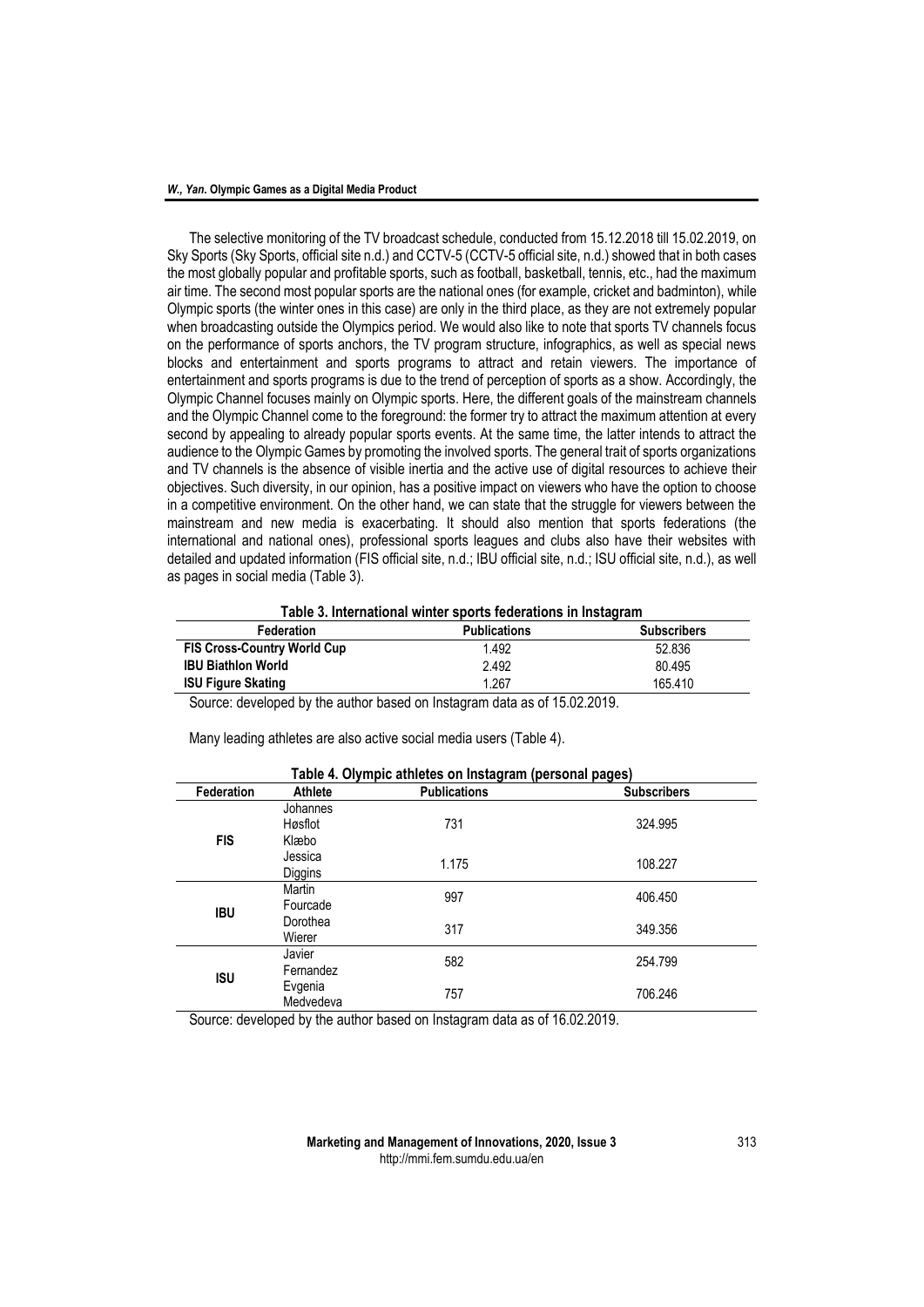The selective monitoring of the TV broadcast schedule, conducted from 15.12.2018 till 15.02.2019, on Sky Sports (Sky Sports, official site n.d.) and CCTV-5 (CCTV-5 official site, n.d.) showed that in both cases the most globally popular and profitable sports, such as football, basketball, tennis, etc., had the maximum air time. The second most popular sports are the national ones (for example, cricket and badminton), while Olympic sports (the winter ones in this case) are only in the third place, as they are not extremely popular when broadcasting outside the Olympics period. We would also like to note that sports TV channels focus on the performance of sports anchors, the TV program structure, infographics, as well as special news blocks and entertainment and sports programs to attract and retain viewers. The importance of entertainment and sports programs is due to the trend of perception of sports as a show. Accordingly, the Olympic Channel focuses mainly on Olympic sports. Here, the different goals of the mainstream channels and the Olympic Channel come to the foreground: the former try to attract the maximum attention at every second by appealing to already popular sports events. At the same time, the latter intends to attract the audience to the Olympic Games by promoting the involved sports. The general trait of sports organizations and TV channels is the absence of visible inertia and the active use of digital resources to achieve their objectives. Such diversity, in our opinion, has a positive impact on viewers who have the option to choose in a competitive environment. On the other hand, we can state that the struggle for viewers between the mainstream and new media is exacerbating. It should also mention that sports federations (the international and national ones), professional sports leagues and clubs also have their websites with detailed and updated information (FIS official site, n.d.; IBU official site, n.d.; ISU official site, n.d.), as well as pages in social media (Table 3).

**Table 3. International winter sports federations in Instagram**

| Federation | Publications | Subscribers |
|---|---|---|
| **FIS Cross-Country World Cup** | 1.492 | 52.836 |
| **IBU Biathlon World** | 2.492 | 80.495 |
| **ISU Figure Skating** | 1.267 | 165.410 |

Source: developed by the author based on Instagram data as of 15.02.2019.

Many leading athletes are also active social media users (Table 4).

**Table 4. Olympic athletes on Instagram (personal pages)**

| Federation | Athlete | Publications | Subscribers |
|---|---|---|---|
| **FIS** | Johannes Høsflot Klæbo | 731 | 324.995 |
| | Jessica Diggins | 1.175 | 108.227 |
| **IBU** | Martin Fourcade | 997 | 406.450 |
| | Dorothea Wierer | 317 | 349.356 |
| **ISU** | Javier Fernandez | 582 | 254.799 |
| | Evgenia Medvedeva | 757 | 706.246 |

Source: developed by the author based on Instagram data as of 16.02.2019.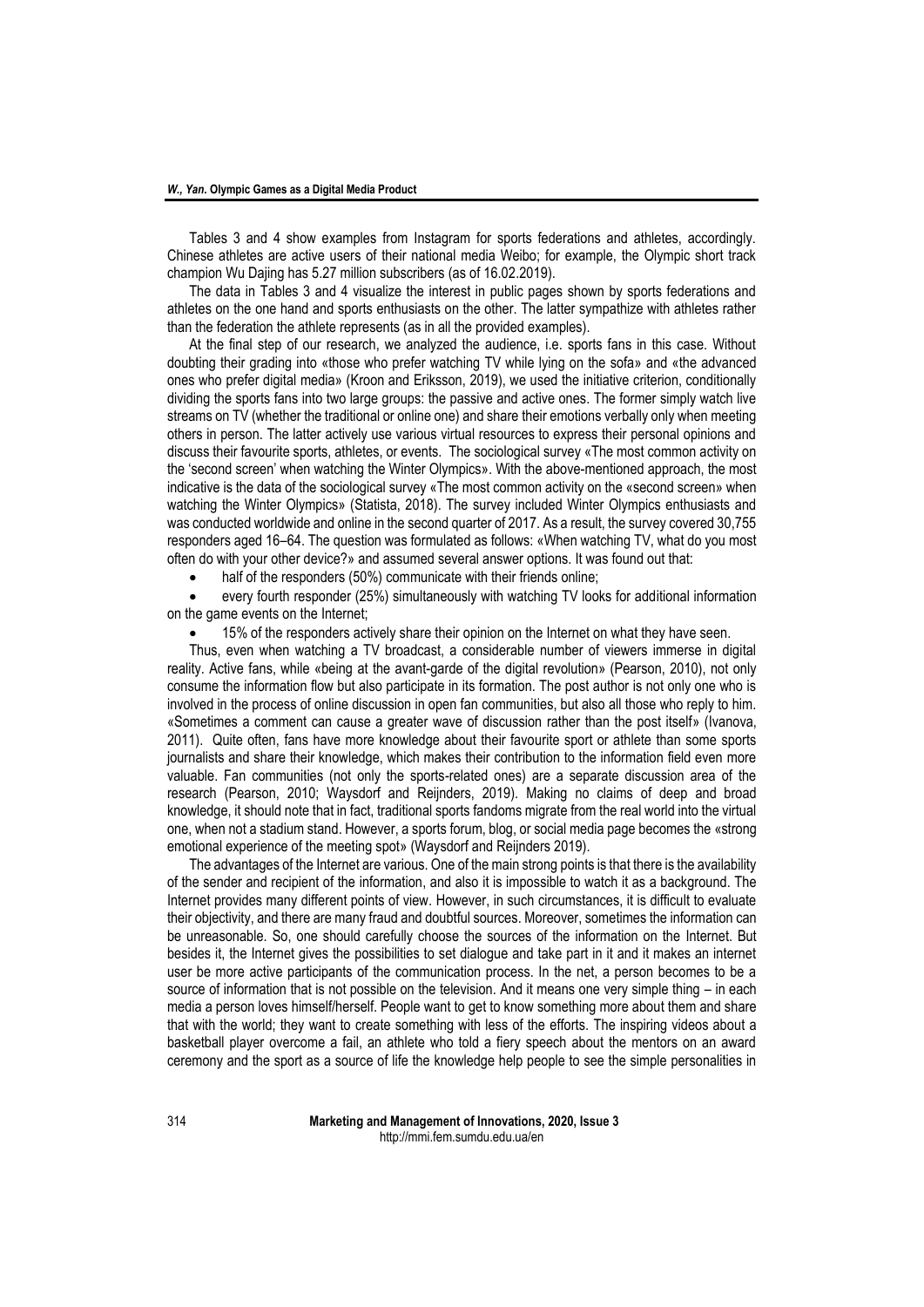Tables 3 and 4 show examples from Instagram for sports federations and athletes, accordingly. Chinese athletes are active users of their national media Weibo; for example, the Olympic short track champion Wu Dajing has 5.27 million subscribers (as of 16.02.2019).

The data in Tables 3 and 4 visualize the interest in public pages shown by sports federations and athletes on the one hand and sports enthusiasts on the other. The latter sympathize with athletes rather than the federation the athlete represents (as in all the provided examples).

At the final step of our research, we analyzed the audience, i.e. sports fans in this case. Without doubting their grading into «those who prefer watching TV while lying on the sofa» and «the advanced ones who prefer digital media» (Kroon and Eriksson, 2019), we used the initiative criterion, conditionally dividing the sports fans into two large groups: the passive and active ones. The former simply watch live streams on TV (whether the traditional or online one) and share their emotions verbally only when meeting others in person. The latter actively use various virtual resources to express their personal opinions and discuss their favourite sports, athletes, or events. The sociological survey «The most common activity on the 'second screen' when watching the Winter Olympics». With the above-mentioned approach, the most indicative is the data of the sociological survey «The most common activity on the «second screen» when watching the Winter Olympics» (Statista, 2018). The survey included Winter Olympics enthusiasts and was conducted worldwide and online in the second quarter of 2017. As a result, the survey covered 30,755 responders aged 16–64. The question was formulated as follows: «When watching TV, what do you most often do with your other device?» and assumed several answer options. It was found out that:

- half of the responders (50%) communicate with their friends online;
- every fourth responder (25%) simultaneously with watching TV looks for additional information on the game events on the Internet;
- 15% of the responders actively share their opinion on the Internet on what they have seen.

Thus, even when watching a TV broadcast, a considerable number of viewers immerse in digital reality. Active fans, while «being at the avant-garde of the digital revolution» (Pearson, 2010), not only consume the information flow but also participate in its formation. The post author is not only one who is involved in the process of online discussion in open fan communities, but also all those who reply to him. «Sometimes a comment can cause a greater wave of discussion rather than the post itself» (Ivanova, 2011). Quite often, fans have more knowledge about their favourite sport or athlete than some sports journalists and share their knowledge, which makes their contribution to the information field even more valuable. Fan communities (not only the sports-related ones) are a separate discussion area of the research (Pearson, 2010; Waysdorf and Reijnders, 2019). Making no claims of deep and broad knowledge, it should note that in fact, traditional sports fandoms migrate from the real world into the virtual one, when not a stadium stand. However, a sports forum, blog, or social media page becomes the «strong emotional experience of the meeting spot» (Waysdorf and Reijnders 2019).

The advantages of the Internet are various. One of the main strong points is that there is the availability of the sender and recipient of the information, and also it is impossible to watch it as a background. The Internet provides many different points of view. However, in such circumstances, it is difficult to evaluate their objectivity, and there are many fraud and doubtful sources. Moreover, sometimes the information can be unreasonable. So, one should carefully choose the sources of the information on the Internet. But besides it, the Internet gives the possibilities to set dialogue and take part in it and it makes an internet user be more active participants of the communication process. In the net, a person becomes to be a source of information that is not possible on the television. And it means one very simple thing – in each media a person loves himself/herself. People want to get to know something more about them and share that with the world; they want to create something with less of the efforts. The inspiring videos about a basketball player overcome a fail, an athlete who told a fiery speech about the mentors on an award ceremony and the sport as a source of life the knowledge help people to see the simple personalities in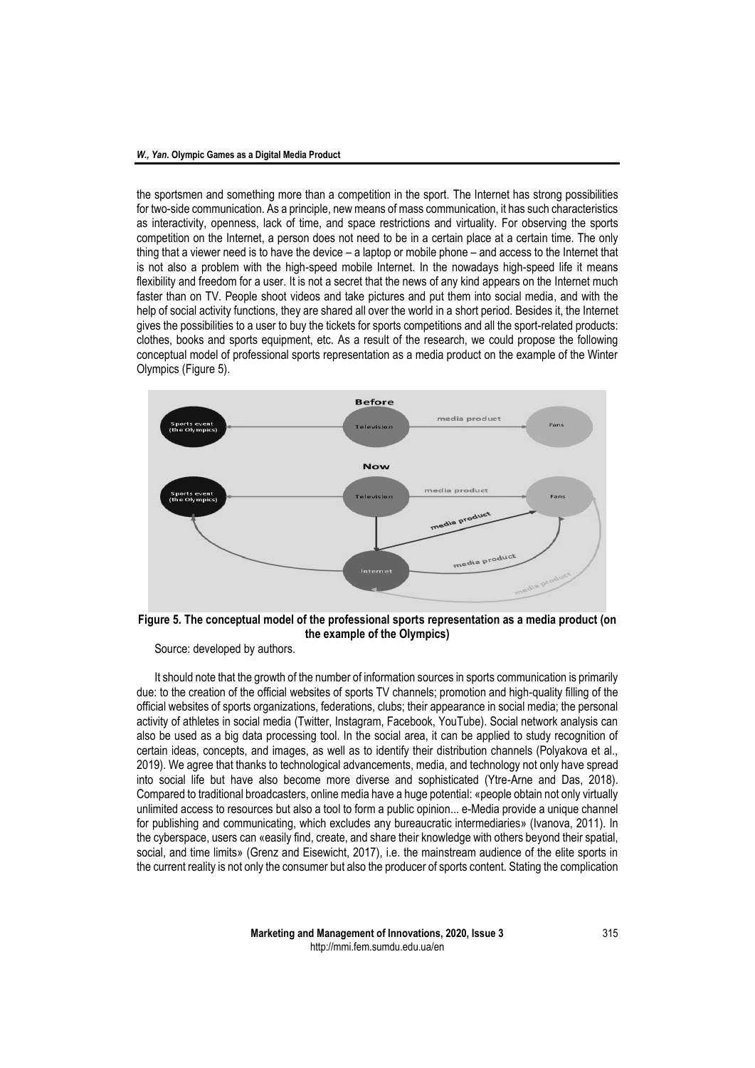the sportsmen and something more than a competition in the sport. The Internet has strong possibilities for two-side communication. As a principle, new means of mass communication, it has such characteristics as interactivity, openness, lack of time, and space restrictions and virtuality. For observing the sports competition on the Internet, a person does not need to be in a certain place at a certain time. The only thing that a viewer need is to have the device – a laptop or mobile phone – and access to the Internet that is not also a problem with the high-speed mobile Internet. In the nowadays high-speed life it means flexibility and freedom for a user. It is not a secret that the news of any kind appears on the Internet much faster than on TV. People shoot videos and take pictures and put them into social media, and with the help of social activity functions, they are shared all over the world in a short period. Besides it, the Internet gives the possibilities to a user to buy the tickets for sports competitions and all the sport-related products: clothes, books and sports equipment, etc. As a result of the research, we could propose the following conceptual model of professional sports representation as a media product on the example of the Winter Olympics (Figure 5).

**Figure 5. The conceptual model of the professional sports representation as a media product (on the example of the Olympics)**

Source: developed by authors.

It should note that the growth of the number of information sources in sports communication is primarily due: to the creation of the official websites of sports TV channels; promotion and high-quality filling of the official websites of sports organizations, federations, clubs; their appearance in social media; the personal activity of athletes in social media (Twitter, Instagram, Facebook, YouTube). Social network analysis can also be used as a big data processing tool. In the social area, it can be applied to study recognition of certain ideas, concepts, and images, as well as to identify their distribution channels (Polyakova et al., 2019). We agree that thanks to technological advancements, media, and technology not only have spread into social life but have also become more diverse and sophisticated (Ytre-Arne and Das, 2018). Compared to traditional broadcasters, online media have a huge potential: «people obtain not only virtually unlimited access to resources but also a tool to form a public opinion... e-Media provide a unique channel for publishing and communicating, which excludes any bureaucratic intermediaries» (Ivanova, 2011). In the cyberspace, users can «easily find, create, and share their knowledge with others beyond their spatial, social, and time limits» (Grenz and Eisewicht, 2017), i.e. the mainstream audience of the elite sports in the current reality is not only the consumer but also the producer of sports content. Stating the complication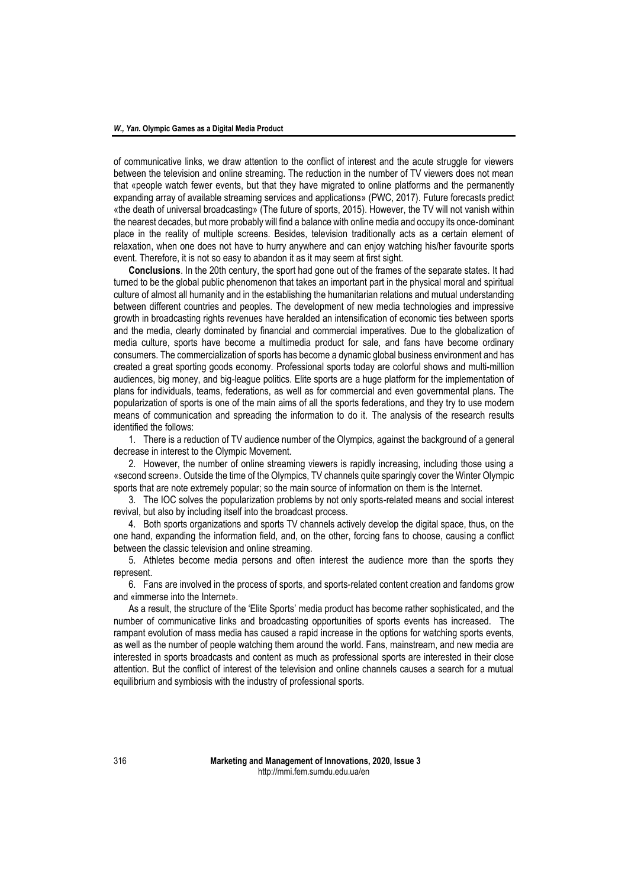of communicative links, we draw attention to the conflict of interest and the acute struggle for viewers between the television and online streaming. The reduction in the number of TV viewers does not mean that «people watch fewer events, but that they have migrated to online platforms and the permanently expanding array of available streaming services and applications» (PWC, 2017). Future forecasts predict «the death of universal broadcasting» (The future of sports, 2015). However, the TV will not vanish within the nearest decades, but more probably will find a balance with online media and occupy its once-dominant place in the reality of multiple screens. Besides, television traditionally acts as a certain element of relaxation, when one does not have to hurry anywhere and can enjoy watching his/her favourite sports event. Therefore, it is not so easy to abandon it as it may seem at first sight.

**Conclusions**. In the 20th century, the sport had gone out of the frames of the separate states. It had turned to be the global public phenomenon that takes an important part in the physical moral and spiritual culture of almost all humanity and in the establishing the humanitarian relations and mutual understanding between different countries and peoples. The development of new media technologies and impressive growth in broadcasting rights revenues have heralded an intensification of economic ties between sports and the media, clearly dominated by financial and commercial imperatives. Due to the globalization of media culture, sports have become a multimedia product for sale, and fans have become ordinary consumers. The commercialization of sports has become a dynamic global business environment and has created a great sporting goods economy. Professional sports today are colorful shows and multi-million audiences, big money, and big-league politics. Elite sports are a huge platform for the implementation of plans for individuals, teams, federations, as well as for commercial and even governmental plans. The popularization of sports is one of the main aims of all the sports federations, and they try to use modern means of communication and spreading the information to do it. The analysis of the research results identified the follows:

1. There is a reduction of TV audience number of the Olympics, against the background of a general decrease in interest to the Olympic Movement.
2. However, the number of online streaming viewers is rapidly increasing, including those using a «second screen». Outside the time of the Olympics, TV channels quite sparingly cover the Winter Olympic sports that are note extremely popular; so the main source of information on them is the Internet.
3. The IOC solves the popularization problems by not only sports-related means and social interest revival, but also by including itself into the broadcast process.
4. Both sports organizations and sports TV channels actively develop the digital space, thus, on the one hand, expanding the information field, and, on the other, forcing fans to choose, causing a conflict between the classic television and online streaming.
5. Athletes become media persons and often interest the audience more than the sports they represent.
6. Fans are involved in the process of sports, and sports-related content creation and fandoms grow and «immerse into the Internet».

As a result, the structure of the 'Elite Sports' media product has become rather sophisticated, and the number of communicative links and broadcasting opportunities of sports events has increased. The rampant evolution of mass media has caused a rapid increase in the options for watching sports events, as well as the number of people watching them around the world. Fans, mainstream, and new media are interested in sports broadcasts and content as much as professional sports are interested in their close attention. But the conflict of interest of the television and online channels causes a search for a mutual equilibrium and symbiosis with the industry of professional sports.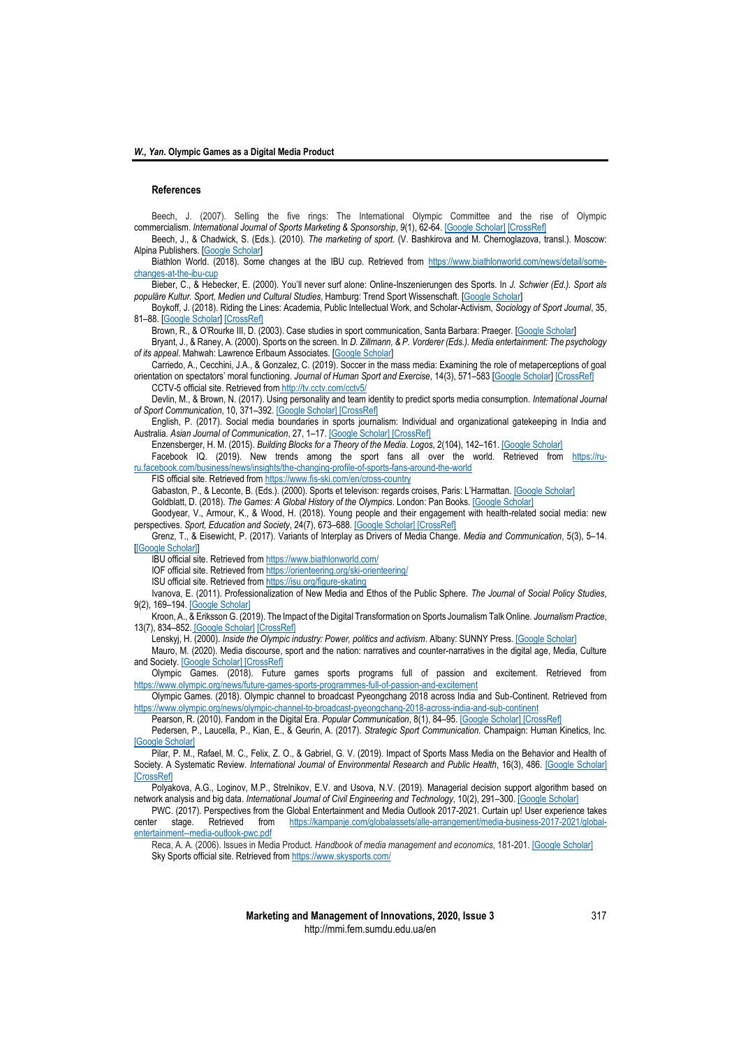## References

Beech, J. (2007). Selling the five rings: The International Olympic Committee and the rise of Olympic commercialism. *International Journal of Sports Marketing & Sponsorship*, *9*(1), 62-64. [Google Scholar] [CrossRef]

Beech, J., & Chadwick, S. (Eds.). (2010). *The marketing of sport.* (V. Bashkirova and M. Chernoglazova, transl.). Moscow: Alpina Publishers. [Google Scholar]

Biathlon World. (2018). Some changes at the IBU cup. Retrieved from https://www.biathlonworld.com/news/detail/some-changes-at-the-ibu-cup

Bieber, C., & Hebecker, E. (2000). You'll never surf alone: Online-Inszenierungen des Sports. In *J. Schwier (Ed.). Sport als populäre Kultur. Sport, Medien und Cultural Studies*, Hamburg: Trend Sport Wissenschaft. [Google Scholar]

Boykoff, J. (2018). Riding the Lines: Academia, Public Intellectual Work, and Scholar-Activism, *Sociology of Sport Journal*, 35, 81–88. [Google Scholar] [CrossRef]

Brown, R., & O'Rourke III, D. (2003). Case studies in sport communication, Santa Barbara: Praeger. [Google Scholar]

Bryant, J., & Raney, A. (2000). Sports on the screen. In *D. Zillmann, & P. Vorderer (Eds.). Media entertainment: The psychology of its appeal*. Mahwah: Lawrence Erlbaum Associates. [Google Scholar]

Carriedo, A., Cecchini, J.A., & Gonzalez, C. (2019). Soccer in the mass media: Examining the role of metaperceptions of goal orientation on spectators' moral functioning. *Journal of Human Sport and Exercise*, 14(3), 571–583 [Google Scholar] [CrossRef]

CCTV-5 official site. Retrieved from http://tv.cctv.com/cctv5/

Devlin, M., & Brown, N. (2017). Using personality and team identity to predict sports media consumption. *International Journal of Sport Communication*, 10, 371–392. [Google Scholar] [CrossRef]

English, P. (2017). Social media boundaries in sports journalism: Individual and organizational gatekeeping in India and Australia. *Asian Journal of Communication*, 27, 1–17. [Google Scholar] [CrossRef]

Enzensberger, H. M. (2015). *Building Blocks for a Theory of the Media*. *Logos*, 2(104), 142–161. [Google Scholar]

Facebook IQ. (2019). New trends among the sport fans all over the world. Retrieved from https://ru-ru.facebook.com/business/news/insights/the-changing-profile-of-sports-fans-around-the-world

FIS official site. Retrieved from https://www.fis-ski.com/en/cross-country

Gabaston, P., & Leconte, B. (Eds.). (2000). Sports et televison: regards croises, Paris: L'Harmattan. [Google Scholar]

Goldblatt, D. (2018). *The Games: A Global History of the Olympics*. London: Pan Books. [Google Scholar]

Goodyear, V., Armour, K., & Wood, H. (2018). Young people and their engagement with health-related social media: new perspectives. *Sport, Education and Society*, 24(7), 673–688. [Google Scholar] [CrossRef]

Grenz, T., & Eisewicht, P. (2017). Variants of Interplay as Drivers of Media Change. *Media and Communication*, 5(3), 5–14. [[Google Scholar]]

IBU official site. Retrieved from https://www.biathlonworld.com/

IOF official site. Retrieved from https://orienteering.org/ski-orienteering/

ISU official site. Retrieved from https://isu.org/figure-skating

Ivanova, E. (2011). Professionalization of New Media and Ethos of the Public Sphere. *The Journal of Social Policy Studies*, 9(2), 169–194. [Google Scholar]

Kroon, A., & Eriksson G. (2019). The Impact of the Digital Transformation on Sports Journalism Talk Online. *Journalism Practice*, 13(7), 834–852. [Google Scholar] [CrossRef]

Lenskyj, H. (2000). *Inside the Olympic industry: Power, politics and activism*. Albany: SUNNY Press. [Google Scholar]

Mauro, M. (2020). Media discourse, sport and the nation: narratives and counter-narratives in the digital age, Media, Culture and Society. [Google Scholar] [CrossRef]

Olympic Games. (2018). Future games sports programs full of passion and excitement. Retrieved from https://www.olympic.org/news/future-games-sports-programmes-full-of-passion-and-excitement

Olympic Games. (2018). Olympic channel to broadcast Pyeongchang 2018 across India and Sub-Continent. Retrieved from https://www.olympic.org/news/olympic-channel-to-broadcast-pyeongchang-2018-across-india-and-sub-continent

Pearson, R. (2010). Fandom in the Digital Era. *Popular Communication*, 8(1), 84–95. [Google Scholar] [CrossRef]

Pedersen, P., Laucella, P., Kian, E., & Geurin, A. (2017). *Strategic Sport Communication.* Champaign: Human Kinetics, Inc. [Google Scholar]

Pilar, P. M., Rafael, M. C., Felix, Z. O., & Gabriel, G. V. (2019). Impact of Sports Mass Media on the Behavior and Health of Society. A Systematic Review. *International Journal of Environmental Research and Public Health*, 16(3), 486. [Google Scholar] [CrossRef]

Polyakova, A.G., Loginov, M.P., Strelnikov, E.V. and Usova, N.V. (2019). Managerial decision support algorithm based on network analysis and big data. *International Journal of Civil Engineering and Technology*, 10(2), 291–300. [Google Scholar]

PWC. (2017). Perspectives from the Global Entertainment and Media Outlook 2017-2021. Curtain up! User experience takes center stage. Retrieved from https://kampanje.com/globalassets/alle-arrangement/media-business-2017-2021/global-entertainment--media-outlook-pwc.pdf

Reca, A. A. (2006). Issues in Media Product. *Handbook of media management and economics*, 181-201. [Google Scholar]

Sky Sports official site. Retrieved from https://www.skysports.com/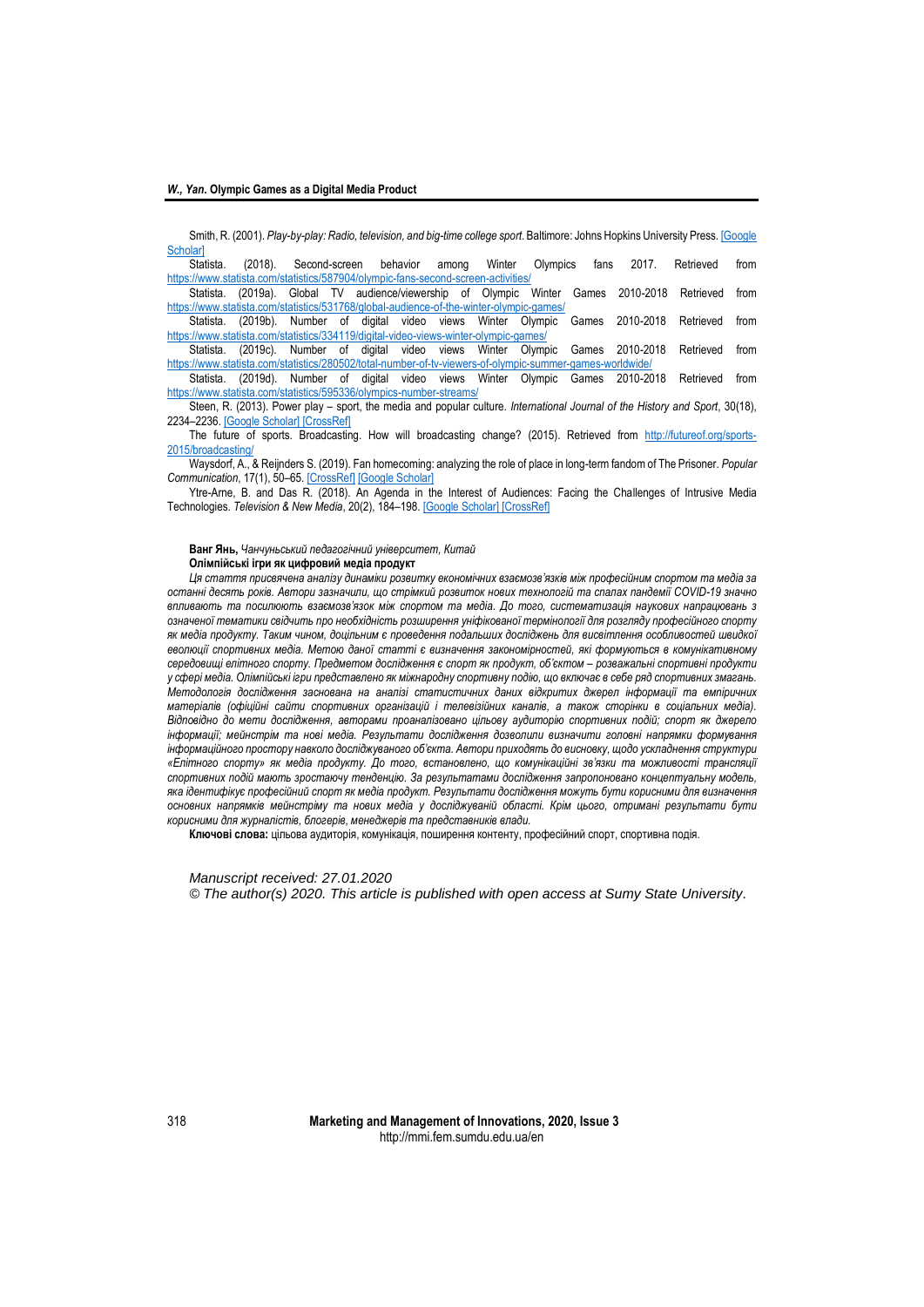Smith, R. (2001). *Play-by-play: Radio, television, and big-time college sport*. Baltimore: Johns Hopkins University Press. [Google Scholar]

Statista. (2018). Second-screen behavior among Winter Olympics fans 2017. Retrieved from https://www.statista.com/statistics/587904/olympic-fans-second-screen-activities/

Statista. (2019a). Global TV audience/viewership of Olympic Winter Games 2010-2018 Retrieved from https://www.statista.com/statistics/531768/global-audience-of-the-winter-olympic-games/

Statista. (2019b). Number of digital video views Winter Olympic Games 2010-2018 Retrieved from https://www.statista.com/statistics/334119/digital-video-views-winter-olympic-games/

Statista. (2019c). Number of digital video views Winter Olympic Games 2010-2018 Retrieved from https://www.statista.com/statistics/280502/total-number-of-tv-viewers-of-olympic-summer-games-worldwide/

Statista. (2019d). Number of digital video views Winter Olympic Games 2010-2018 Retrieved from https://www.statista.com/statistics/595336/olympics-number-streams/

Steen, R. (2013). Power play – sport, the media and popular culture. *International Journal of the History and Sport*, 30(18), 2234–2236. [Google Scholar] [CrossRef]

The future of sports. Broadcasting. How will broadcasting change? (2015). Retrieved from http://futureof.org/sports-2015/broadcasting/

Waysdorf, A., & Reijnders S. (2019). Fan homecoming: analyzing the role of place in long-term fandom of The Prisoner. *Popular Communication*, 17(1), 50–65. [CrossRef] [Google Scholar]

Ytre-Arne, B. and Das R. (2018). An Agenda in the Interest of Audiences: Facing the Challenges of Intrusive Media Technologies. *Television & New Media*, 20(2), 184–198. [Google Scholar] [CrossRef]

**Ванг Янь,** *Чанчуньський педагогічний університет, Китай*

**Олімпійські ігри як цифровий медіа продукт**

*Ця стаття присвячена аналізу динаміки розвитку економічних взаємозв'язків між професійним спортом та медіа за останні десять років. Автори зазначили, що стрімкий розвиток нових технологій та спалах пандемії COVID-19 значно впливають та посилюють взаємозв'язок між спортом та медіа. До того, систематизація наукових напрацювань з означеної тематики свідчить про необхідність розширення уніфікованої термінології для розгляду професійного спорту як медіа продукту. Таким чином, доцільним є проведення подальших досліджень для висвітлення особливостей швидкої еволюції спортивних медіа. Метою даної статті є визначення закономірностей, які формуються в комунікативному середовищі елітного спорту. Предметом дослідження є спорт як продукт, об'єктом – розважальні спортивні продукти у сфері медіа. Олімпійські ігри представлено як міжнародну спортивну подію, що включає в себе ряд спортивних змагань. Методологія дослідження заснована на аналізі статистичних даних відкритих джерел інформації та емпіричних матеріалів (офіційні сайти спортивних організацій і телевізійних каналів, а також сторінки в соціальних медіа). Відповідно до мети дослідження, авторами проаналізовано цільову аудиторію спортивних подій; спорт як джерело інформації; мейнстрім та нові медіа. Результати дослідження дозволили визначити головні напрямки формування інформаційного простору навколо досліджуваного об'єкта. Автори приходять до висновку, щодо ускладнення структури «Елітного спорту» як медіа продукту. До того, встановлено, що комунікаційні зв'язки та можливості трансляції спортивних подій мають зростаючу тенденцію. За результатами дослідження запропоновано концептуальну модель, яка ідентифікує професійний спорт як медіа продукт. Результати дослідження можуть бути корисними для визначення основних напрямків мейнстріму та нових медіа у досліджуваній області. Крім цього, отримані результати бути корисними для журналістів, блогерів, менеджерів та представників влади.*

**Ключові слова:** цільова аудиторія, комунікація, поширення контенту, професійний спорт, спортивна подія.

*Manuscript received: 27.01.2020*

*© The author(s) 2020. This article is published with open access at Sumy State University.*